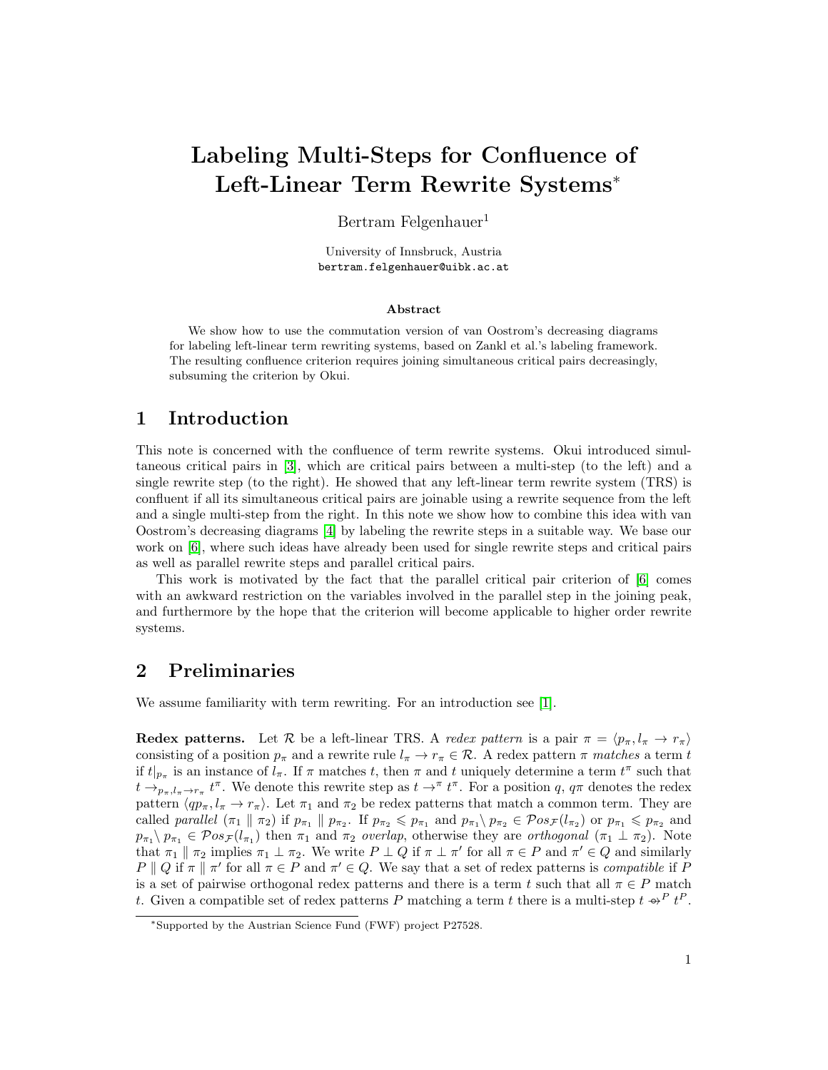# Labeling Multi-Steps for Confluence of Left-Linear Term Rewrite Systems*

Bertram Felgenhauer[1]

University of Innsbruck, Austria
bertram.felgenhauer@uibk.ac.at

### Abstract

We show how to use the commutation version of van Oostrom's decreasing diagrams for labeling left-linear term rewriting systems, based on Zankl et al.'s labeling framework. The resulting confluence criterion requires joining simultaneous critical pairs decreasingly, subsuming the criterion by Okui.

## 1 Introduction

This note is concerned with the confluence of term rewrite systems. Okui introduced simultaneous critical pairs in [3], which are critical pairs between a multi-step (to the left) and a single rewrite step (to the right). He showed that any left-linear term rewrite system (TRS) is confluent if all its simultaneous critical pairs are joinable using a rewrite sequence from the left and a single multi-step from the right. In this note we show how to combine this idea with van Oostrom's decreasing diagrams [4] by labeling the rewrite steps in a suitable way. We base our work on [6], where such ideas have already been used for single rewrite steps and critical pairs as well as parallel rewrite steps and parallel critical pairs.

This work is motivated by the fact that the parallel critical pair criterion of [6] comes with an awkward restriction on the variables involved in the parallel step in the joining peak, and furthermore by the hope that the criterion will become applicable to higher order rewrite systems.

## 2 Preliminaries

We assume familiarity with term rewriting. For an introduction see [1].

**Redex patterns.** Let $\mathcal{R}$ be a left-linear TRS. A *redex pattern* is a pair $\pi = \langle p_\pi, l_\pi \to r_\pi \rangle$ consisting of a position $p_\pi$ and a rewrite rule $l_\pi \to r_\pi \in \mathcal{R}$. A redex pattern $\pi$ *matches* a term $t$ if $t|_{p_\pi}$ is an instance of $l_\pi$. If $\pi$ matches $t$, then $\pi$ and $t$ uniquely determine a term $t^\pi$ such that $t \to_{p_\pi, l_\pi \to r_\pi} t^\pi$. We denote this rewrite step as $t \to^\pi t^\pi$. For a position $q$, $q\pi$ denotes the redex pattern $\langle qp_\pi, l_\pi \to r_\pi \rangle$. Let $\pi_1$ and $\pi_2$ be redex patterns that match a common term. They are called *parallel* ($\pi_1 \parallel \pi_2$) if $p_{\pi_1} \parallel p_{\pi_2}$. If $p_{\pi_2} \leqslant p_{\pi_1}$ and $p_{\pi_1} \backslash p_{\pi_2} \in \mathcal{P}os_{\mathcal{F}}(l_{\pi_2})$ or $p_{\pi_1} \leqslant p_{\pi_2}$ and $p_{\pi_1} \backslash p_{\pi_1} \in \mathcal{P}os_{\mathcal{F}}(l_{\pi_1})$ then $\pi_1$ and $\pi_2$ *overlap*, otherwise they are *orthogonal* ($\pi_1 \perp \pi_2$). Note that $\pi_1 \parallel \pi_2$ implies $\pi_1 \perp \pi_2$. We write $P \perp Q$ if $\pi \perp \pi'$ for all $\pi \in P$ and $\pi' \in Q$ and similarly $P \parallel Q$ if $\pi \parallel \pi'$ for all $\pi \in P$ and $\pi' \in Q$. We say that a set of redex patterns is *compatible* if $P$ is a set of pairwise orthogonal redex patterns and there is a term $t$ such that all $\pi \in P$ match $t$. Given a compatible set of redex patterns $P$ matching a term $t$ there is a multi-step $t \mathrel{\circ\!\!\!\to}^P t^P$.

*Supported by the Austrian Science Fund (FWF) project P27528.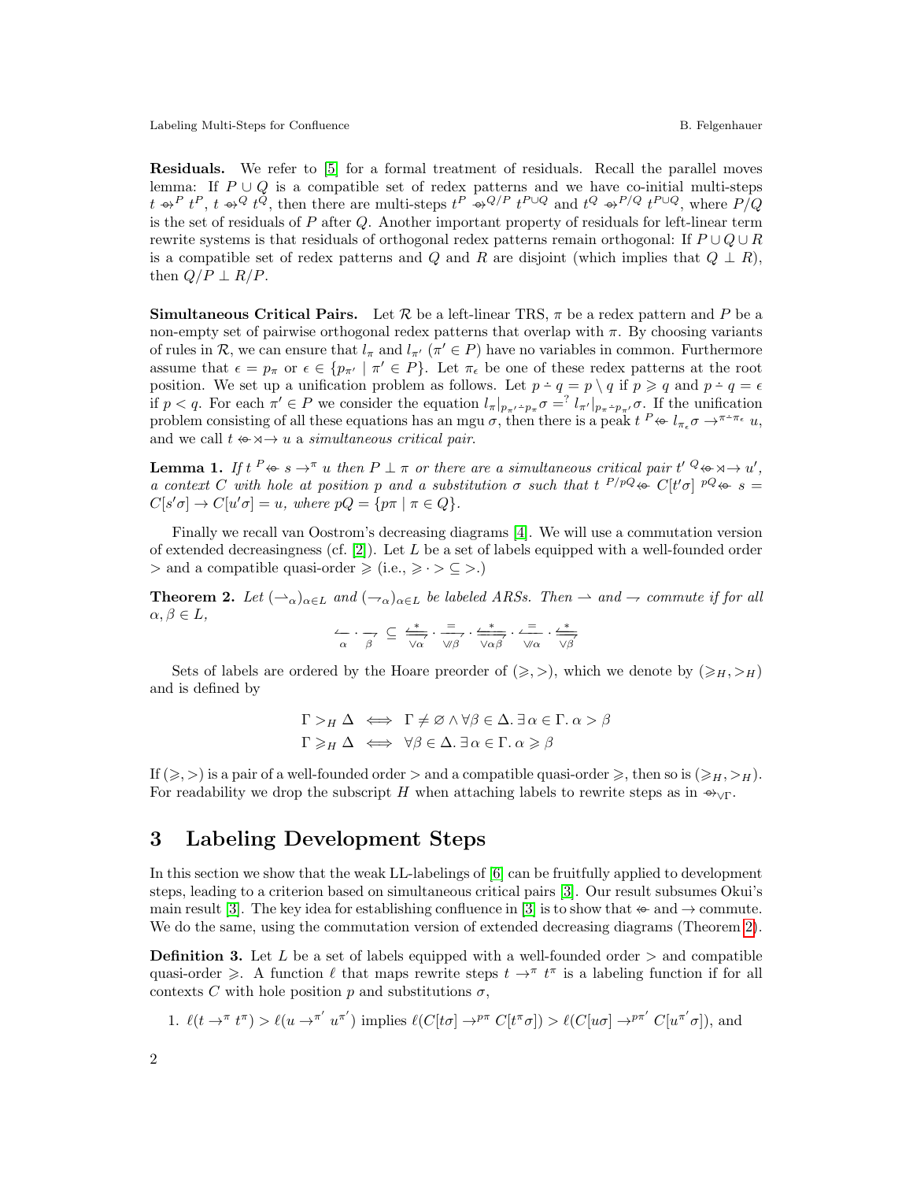**Residuals.** We refer to [5] for a formal treatment of residuals. Recall the parallel moves lemma: If $P \cup Q$ is a compatible set of redex patterns and we have co-initial multi-steps $t \twoheadrightarrow^{P} t^{P}$, $t \twoheadrightarrow^{Q} t^{Q}$, then there are multi-steps $t^{P} \twoheadrightarrow^{Q/P} t^{P \cup Q}$ and $t^{Q} \twoheadrightarrow^{P/Q} t^{P \cup Q}$, where $P/Q$ is the set of residuals of $P$ after $Q$. Another important property of residuals for left-linear term rewrite systems is that residuals of orthogonal redex patterns remain orthogonal: If $P \cup Q \cup R$ is a compatible set of redex patterns and $Q$ and $R$ are disjoint (which implies that $Q \perp R$), then $Q/P \perp R/P$.

**Simultaneous Critical Pairs.** Let $\mathcal{R}$ be a left-linear TRS, $\pi$ be a redex pattern and $P$ be a non-empty set of pairwise orthogonal redex patterns that overlap with $\pi$. By choosing variants of rules in $\mathcal{R}$, we can ensure that $l_\pi$ and $l_{\pi'}$ ($\pi' \in P$) have no variables in common. Furthermore assume that $\epsilon = p_\pi$ or $\epsilon \in \{p_{\pi'} \mid \pi' \in P\}$. Let $\pi_\epsilon$ be one of these redex patterns at the root position. We set up a unification problem as follows. Let $p \dot{-} q = p \setminus q$ if $p \geqslant q$ and $p \dot{-} q = \epsilon$ if $p < q$. For each $\pi' \in P$ we consider the equation $l_\pi|_{p_{\pi'} \dot{-} p_\pi}\sigma =^{?} l_{\pi'}|_{p_\pi \dot{-} p_{\pi'}}\sigma$. If the unification problem consisting of all these equations has an mgu $\sigma$, then there is a peak $t \ {}^{P}\!\twoheadleftarrow l_{\pi_\epsilon}\sigma \to^{\pi \dot{-} \pi_\epsilon} u$, and we call $t \twoheadleftarrow\!\rtimes\!\to u$ a *simultaneous critical pair*.

**Lemma 1.** *If $t \ {}^{P}\!\twoheadleftarrow s \to^{\pi} u$ then $P \perp \pi$ or there are a simultaneous critical pair $t' \ {}^{Q}\!\twoheadleftarrow\!\rtimes\!\to u'$, a context $C$ with hole at position $p$ and a substitution $\sigma$ such that $t \ {}^{P/pQ}\!\twoheadleftarrow C[t'\sigma] \ {}^{pQ}\!\twoheadleftarrow s = C[s'\sigma] \to C[u'\sigma] = u$, where $pQ = \{p\pi \mid \pi \in Q\}$.*

Finally we recall van Oostrom's decreasing diagrams [4]. We will use a commutation version of extended decreasingness (cf. [2]). Let $L$ be a set of labels equipped with a well-founded order $>$ and a compatible quasi-order $\geqslant$ (i.e., $\geqslant \cdot > \subseteq >$.)

**Theorem 2.** *Let $(\rightharpoonup_\alpha)_{\alpha \in L}$ and $(\rightharpoondown_\alpha)_{\alpha \in L}$ be labeled ARSs. Then $\rightharpoonup$ and $\rightharpoondown$ commute if for all $\alpha, \beta \in L$,*

$$\underset{\alpha}{\leftharpoondown} \cdot \underset{\beta}{\rightharpoonup} \;\subseteq\; \underset{\vee\alpha}{\overset{*}{\longleftrightarrow}} \cdot \underset{\vee\!\!\!/\beta}{\overset{=}{\rightharpoonup}} \cdot \underset{\vee\alpha\beta}{\overset{*}{\longleftrightarrow}} \cdot \underset{\vee\!\!\!/\alpha}{\overset{=}{\leftharpoondown}} \cdot \underset{\vee\beta}{\overset{*}{\longleftrightarrow}}$$

Sets of labels are ordered by the Hoare preorder of $(\geqslant, >)$, which we denote by $(\geqslant_H, >_H)$ and is defined by

$$\Gamma >_H \Delta \iff \Gamma \neq \varnothing \wedge \forall \beta \in \Delta.\, \exists \alpha \in \Gamma.\, \alpha > \beta$$
$$\Gamma \geqslant_H \Delta \iff \forall \beta \in \Delta.\, \exists \alpha \in \Gamma.\, \alpha \geqslant \beta$$

If $(\geqslant, >)$ is a pair of a well-founded order $>$ and a compatible quasi-order $\geqslant$, then so is $(\geqslant_H, >_H)$. For readability we drop the subscript $H$ when attaching labels to rewrite steps as in $\twoheadrightarrow_{\vee\Gamma}$.

# 3 Labeling Development Steps

In this section we show that the weak LL-labelings of [6] can be fruitfully applied to development steps, leading to a criterion based on simultaneous critical pairs [3]. Our result subsumes Okui's main result [3]. The key idea for establishing confluence in [3] is to show that $\twoheadleftarrow$ and $\to$ commute. We do the same, using the commutation version of extended decreasing diagrams (Theorem 2).

**Definition 3.** Let $L$ be a set of labels equipped with a well-founded order $>$ and compatible quasi-order $\geqslant$. A function $\ell$ that maps rewrite steps $t \to^{\pi} t^{\pi}$ is a labeling function if for all contexts $C$ with hole position $p$ and substitutions $\sigma$,

1. $\ell(t \to^{\pi} t^{\pi}) > \ell(u \to^{\pi'} u^{\pi'})$ implies $\ell(C[t\sigma] \to^{p\pi} C[t^{\pi}\sigma]) > \ell(C[u\sigma] \to^{p\pi'} C[u^{\pi'}\sigma])$, and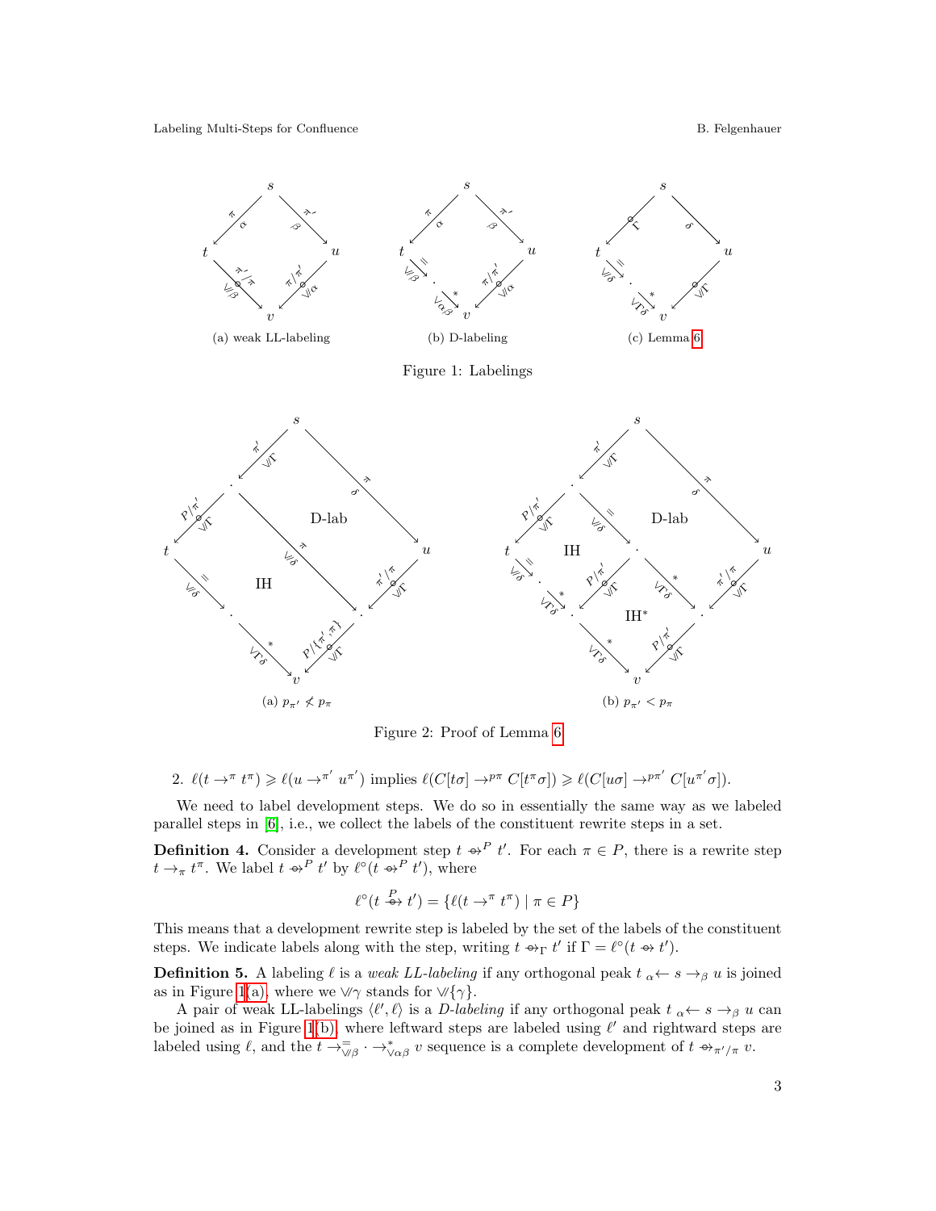(a) weak LL-labeling (b) D-labeling (c) Lemma 6

Figure 1: Labelings

(a) $p_{\pi'} \not< p_\pi$ (b) $p_{\pi'} < p_\pi$

Figure 2: Proof of Lemma 6

2. $\ell(t \to^{\pi} t^{\pi}) \geqslant \ell(u \to^{\pi'} u^{\pi'})$ implies $\ell(C[t\sigma] \to^{p\pi} C[t^{\pi}\sigma]) \geqslant \ell(C[u\sigma] \to^{p\pi'} C[u^{\pi'}\sigma])$.

We need to label development steps. We do so in essentially the same way as we labeled parallel steps in [6], i.e., we collect the labels of the constituent rewrite steps in a set.

**Definition 4.** Consider a development step $t \mathrel{+\!\!\!\!\to}^{P} t'$. For each $\pi \in P$, there is a rewrite step $t \to_{\pi} t^{\pi}$. We label $t \mathrel{+\!\!\!\!\to}^{P} t'$ by $\ell^{\circ}(t \mathrel{+\!\!\!\!\to}^{P} t')$, where

$$\ell^{\circ}(t \overset{P}{\mathrel{+\!\!\!\!\to}} t') = \{\ell(t \to^{\pi} t^{\pi}) \mid \pi \in P\}$$

This means that a development rewrite step is labeled by the set of the labels of the constituent steps. We indicate labels along with the step, writing $t \mathrel{+\!\!\!\!\to}_{\Gamma} t'$ if $\Gamma = \ell^{\circ}(t \mathrel{+\!\!\!\!\to} t')$.

**Definition 5.** A labeling $\ell$ is a *weak LL-labeling* if any orthogonal peak $t \;{}_{\alpha}\!\!\leftarrow s \to_{\beta} u$ is joined as in Figure 1(a), where we $\curlyvee\!\!\!/\gamma$ stands for $\curlyvee\!\!\!/\{\gamma\}$.

A pair of weak LL-labelings $\langle \ell', \ell \rangle$ is a *D-labeling* if any orthogonal peak $t \;{}_{\alpha}\!\!\leftarrow s \to_{\beta} u$ can be joined as in Figure 1(b), where leftward steps are labeled using $\ell'$ and rightward steps are labeled using $\ell$, and the $t \to^{=}_{\curlyvee\!\!\!/\beta} \cdot \to^{*}_{\curlyvee\alpha\beta} v$ sequence is a complete development of $t \mathrel{+\!\!\!\!\to}_{\pi'/\pi} v$.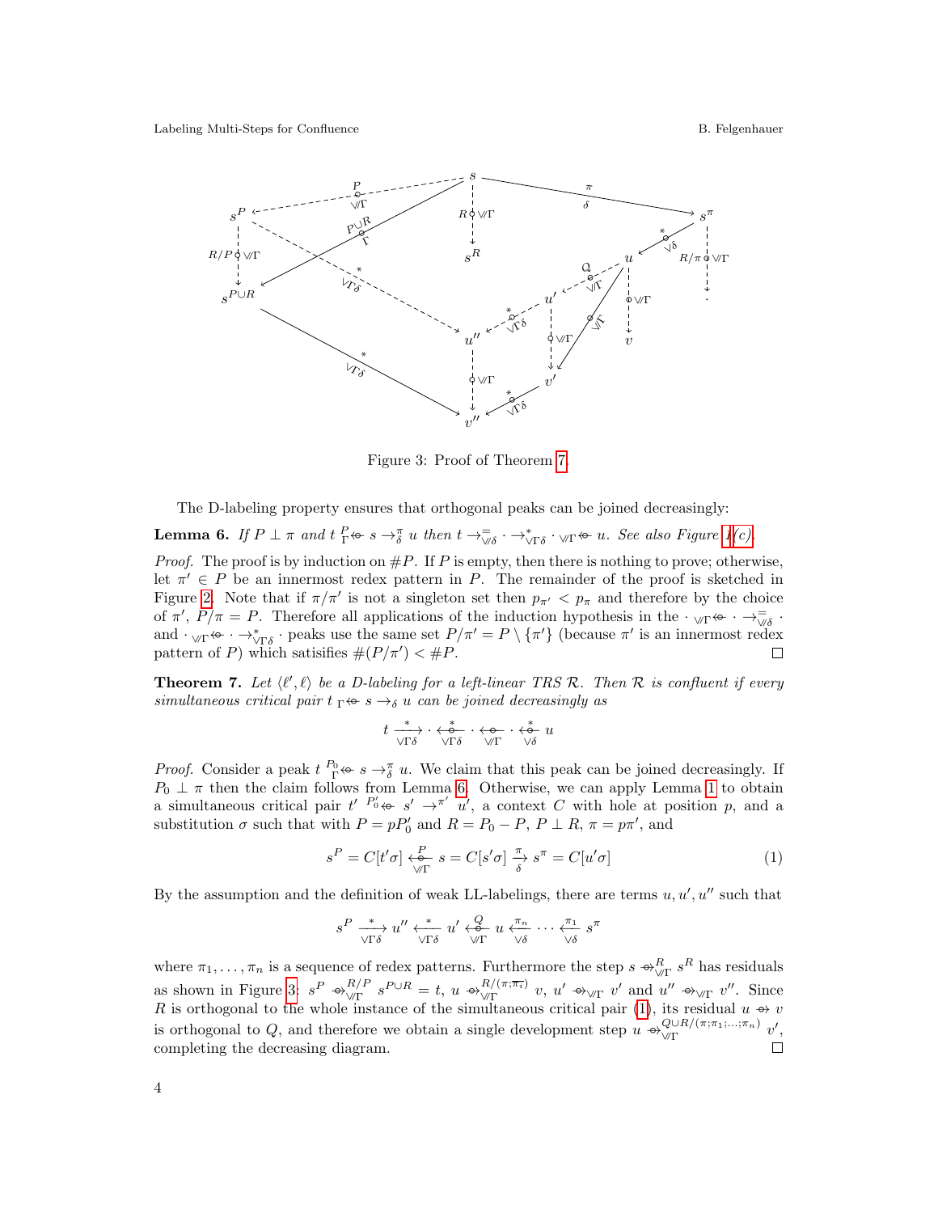Figure 3: Proof of Theorem 7.

The D-labeling property ensures that orthogonal peaks can be joined decreasingly:

**Lemma 6.** *If $P \perp \pi$ and $t \;{}_{\Gamma}^{P}\!\!\leftarrow\!\!\!\circ\; s \to_{\delta}^{\pi} u$ then $t \to_{\vee\!\!/\delta}^{=} \cdot \to_{\vee\Gamma\delta}^{*} \cdot {}_{\vee\!\!/\Gamma}\!\!\leftarrow\!\!\!\circ\; u$. See also Figure 1(c).*

*Proof.* The proof is by induction on $\#P$. If $P$ is empty, then there is nothing to prove; otherwise, let $\pi' \in P$ be an innermost redex pattern in $P$. The remainder of the proof is sketched in Figure 2. Note that if $\pi/\pi'$ is not a singleton set then $p_{\pi'} < p_\pi$ and therefore by the choice of $\pi'$, $P/\pi = P$. Therefore all applications of the induction hypothesis in the $\cdot \;{}_{\vee\!\!/\Gamma}\!\!\leftarrow\!\!\!\circ\; \cdot \to_{\vee\!\!/\delta}^{=} \cdot$ and $\cdot \;{}_{\vee\!\!/\Gamma}\!\!\leftarrow\!\!\!\circ\; \cdot \to_{\vee\Gamma\delta}^{*} \cdot$ peaks use the same set $P/\pi' = P \setminus \{\pi'\}$ (because $\pi'$ is an innermost redex pattern of $P$) which satisifes $\#(P/\pi') < \#P$. ◻

**Theorem 7.** *Let $\langle \ell', \ell \rangle$ be a D-labeling for a left-linear TRS $\mathcal{R}$. Then $\mathcal{R}$ is confluent if every simultaneous critical pair $t \;{}_{\Gamma}\!\!\leftarrow\!\!\!\circ\; s \to_{\delta} u$ can be joined decreasingly as*

$$t \xrightarrow[\vee\Gamma\delta]{*} \cdot \xleftarrow[\vee\Gamma\delta]{*}\!\!\!\circ\; \cdot \xleftarrow[\vee\!\!/\Gamma]{}\!\!\!\circ\; \cdot \xleftarrow[\vee\delta]{*}\!\!\!\circ\; u$$

*Proof.* Consider a peak $t \;{}_{\Gamma}^{P_0}\!\!\leftarrow\!\!\!\circ\; s \to_{\delta}^{\pi} u$. We claim that this peak can be joined decreasingly. If $P_0 \perp \pi$ then the claim follows from Lemma 6. Otherwise, we can apply Lemma 1 to obtain a simultaneous critical pair $t' \;{}^{P_0'}\!\!\leftarrow\!\!\!\circ\; s' \to^{\pi'} u'$, a context $C$ with hole at position $p$, and a substitution $\sigma$ such that with $P = pP_0'$ and $R = P_0 - P$, $P \perp R$, $\pi = p\pi'$, and

$$s^P = C[t'\sigma] \xleftarrow[\vee\!\!/\Gamma]{P}\!\!\!\circ\; s = C[s'\sigma] \xrightarrow[\delta]{\pi} s^\pi = C[u'\sigma] \tag{1}$$

By the assumption and the definition of weak LL-labelings, there are terms $u, u', u''$ such that

$$s^P \xrightarrow[\vee\Gamma\delta]{*} u'' \xleftarrow[\vee\Gamma\delta]{*} u' \xleftarrow[\vee\!\!/\Gamma]{Q}\!\!\!\circ\; u \xleftarrow[\vee\delta]{\pi_n} \cdots \xleftarrow[\vee\delta]{\pi_1} s^\pi$$

where $\pi_1, \ldots, \pi_n$ is a sequence of redex patterns. Furthermore the step $s \;\circ\!\!\!\to_{\vee\!\!/\Gamma}^{R}\; s^R$ has residuals as shown in Figure 3: $s^P \;\circ\!\!\!\to_{\vee\!\!/\Gamma}^{R/P}\; s^{P\cup R} = t$, $u \;\circ\!\!\!\to_{\vee\!\!/\Gamma}^{R/(\pi;\overline{\pi_i})}\; v$, $u' \;\circ\!\!\!\to_{\vee\!\!/\Gamma}\; v'$ and $u'' \;\circ\!\!\!\to_{\vee\!\!/\Gamma}\; v''$. Since $R$ is orthogonal to the whole instance of the simultaneous critical pair (1), its residual $u \;\circ\!\!\!\to\; v$ is orthogonal to $Q$, and therefore we obtain a single development step $u \;\circ\!\!\!\to_{\vee\!\!/\Gamma}^{Q\cup R/(\pi;\pi_1;\ldots;\pi_n)}\; v'$, completing the decreasing diagram. ◻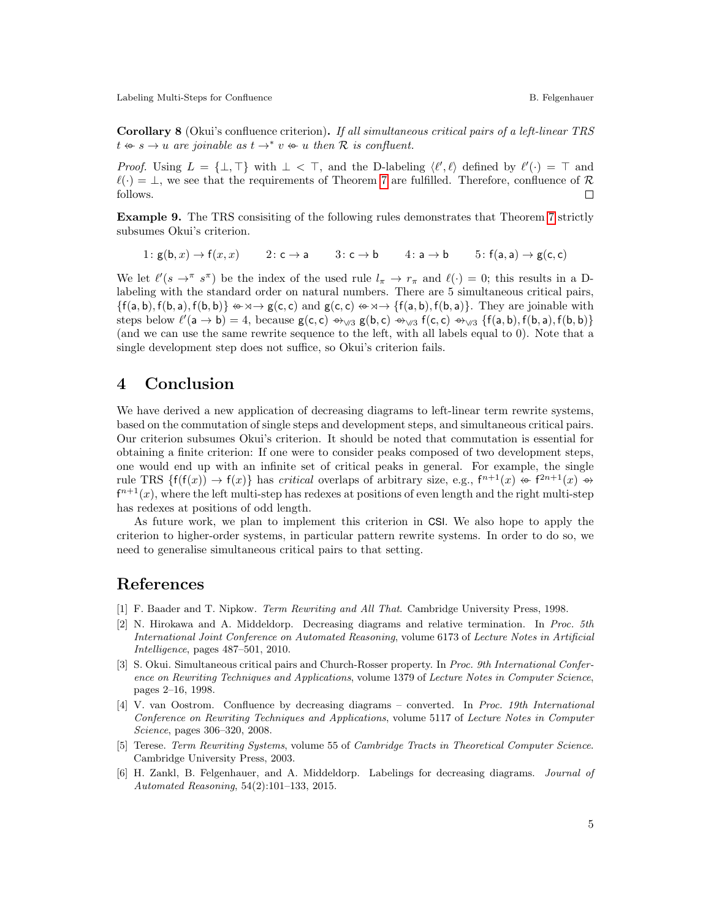**Corollary 8** (Okui's confluence criterion)**.** *If all simultaneous critical pairs of a left-linear TRS* $t \;\leftarrow\!\!\!\!\!\!\;\mapsto\; s \to u$ *are joinable as* $t \to^* v \;\leftarrow\!\!\!\!\!\!\;\mapsto\; u$ *then* $\mathcal{R}$ *is confluent.*

*Proof.* Using $L = \{\bot, \top\}$ with $\bot < \top$, and the D-labeling $\langle \ell', \ell \rangle$ defined by $\ell'(\cdot) = \top$ and $\ell(\cdot) = \bot$, we see that the requirements of Theorem 7 are fulfilled. Therefore, confluence of $\mathcal{R}$ follows. ◻

**Example 9.** The TRS consisiting of the following rules demonstrates that Theorem 7 strictly subsumes Okui's criterion.

$$1\colon \mathsf{g}(\mathsf{b}, x) \to \mathsf{f}(x, x) \qquad 2\colon \mathsf{c} \to \mathsf{a} \qquad 3\colon \mathsf{c} \to \mathsf{b} \qquad 4\colon \mathsf{a} \to \mathsf{b} \qquad 5\colon \mathsf{f}(\mathsf{a}, \mathsf{a}) \to \mathsf{g}(\mathsf{c}, \mathsf{c})$$

We let $\ell'(s \to^{\pi} s^{\pi})$ be the index of the used rule $l_\pi \to r_\pi$ and $\ell(\cdot) = 0$; this results in a D-labeling with the standard order on natural numbers. There are 5 simultaneous critical pairs, $\{\mathsf{f}(\mathsf{a}, \mathsf{b}), \mathsf{f}(\mathsf{b}, \mathsf{a}), \mathsf{f}(\mathsf{b}, \mathsf{b})\} \leftarrow\!\!\!\!\!\!\;\mapsto \rtimes\!\!\to \mathsf{g}(\mathsf{c}, \mathsf{c})$ and $\mathsf{g}(\mathsf{c}, \mathsf{c}) \leftarrow\!\!\!\!\!\!\;\mapsto \rtimes\!\!\to \{\mathsf{f}(\mathsf{a}, \mathsf{b}), \mathsf{f}(\mathsf{b}, \mathsf{a})\}$. They are joinable with steps below $\ell'(\mathsf{a} \to \mathsf{b}) = 4$, because $\mathsf{g}(\mathsf{c}, \mathsf{c}) \;\mapsto\!\!\!\!\!\!\;\rightarrow_{\vee 3} \mathsf{g}(\mathsf{b}, \mathsf{c}) \;\mapsto\!\!\!\!\!\!\;\rightarrow_{\vee 3} \mathsf{f}(\mathsf{c}, \mathsf{c}) \;\mapsto\!\!\!\!\!\!\;\rightarrow_{\vee 3} \{\mathsf{f}(\mathsf{a}, \mathsf{b}), \mathsf{f}(\mathsf{b}, \mathsf{a}), \mathsf{f}(\mathsf{b}, \mathsf{b})\}$ (and we can use the same rewrite sequence to the left, with all labels equal to 0). Note that a single development step does not suffice, so Okui's criterion fails.

## 4 Conclusion

We have derived a new application of decreasing diagrams to left-linear term rewrite systems, based on the commutation of single steps and development steps, and simultaneous critical pairs. Our criterion subsumes Okui's criterion. It should be noted that commutation is essential for obtaining a finite criterion: If one were to consider peaks composed of two development steps, one would end up with an infinite set of critical peaks in general. For example, the single rule TRS $\{\mathsf{f}(\mathsf{f}(x)) \to \mathsf{f}(x)\}$ has *critical* overlaps of arbitrary size, e.g., $\mathsf{f}^{n+1}(x) \;\leftarrow\!\!\!\!\!\!\;\mapsto\; \mathsf{f}^{2n+1}(x) \;\mapsto\!\!\!\!\!\!\;\rightarrow\; \mathsf{f}^{n+1}(x)$, where the left multi-step has redexes at positions of even length and the right multi-step has redexes at positions of odd length.

As future work, we plan to implement this criterion in CSI. We also hope to apply the criterion to higher-order systems, in particular pattern rewrite systems. In order to do so, we need to generalise simultaneous critical pairs to that setting.

## References

[1] F. Baader and T. Nipkow. *Term Rewriting and All That*. Cambridge University Press, 1998.

[2] N. Hirokawa and A. Middeldorp. Decreasing diagrams and relative termination. In *Proc. 5th International Joint Conference on Automated Reasoning*, volume 6173 of *Lecture Notes in Artificial Intelligence*, pages 487–501, 2010.

[3] S. Okui. Simultaneous critical pairs and Church-Rosser property. In *Proc. 9th International Conference on Rewriting Techniques and Applications*, volume 1379 of *Lecture Notes in Computer Science*, pages 2–16, 1998.

[4] V. van Oostrom. Confluence by decreasing diagrams – converted. In *Proc. 19th International Conference on Rewriting Techniques and Applications*, volume 5117 of *Lecture Notes in Computer Science*, pages 306–320, 2008.

[5] Terese. *Term Rewriting Systems*, volume 55 of *Cambridge Tracts in Theoretical Computer Science*. Cambridge University Press, 2003.

[6] H. Zankl, B. Felgenhauer, and A. Middeldorp. Labelings for decreasing diagrams. *Journal of Automated Reasoning*, 54(2):101–133, 2015.